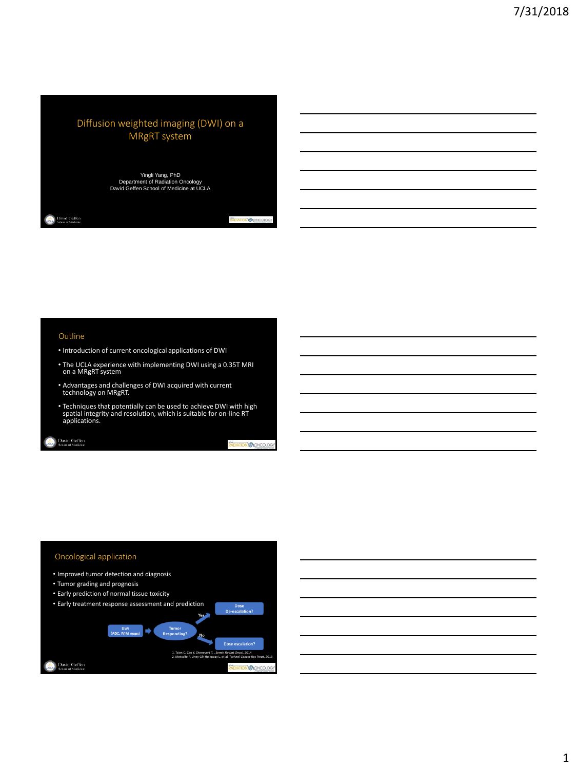# Diffusion weighted imaging (DWI) on a MRgRT system

Yingli Yang, PhD
Department of Radiation Oncology
David Geffen School of Medicine at UCLA

## Outline

- Introduction of current oncological applications of DWI
- The UCLA experience with implementing DWI using a 0.35T MRI on a MRgRT system
- Advantages and challenges of DWI acquired with current technology on MRgRT.
- Techniques that potentially can be used to achieve DWI with high spatial integrity and resolution, which is suitable for on-line RT applications.

## Oncological application

- Improved tumor detection and diagnosis
- Tumor grading and prognosis
- Early prediction of normal tissue toxicity
- Early treatment response assessment and prediction

DWI (ADC, IVIM maps) → Tumor Responding? → Yes → Dose De-escalation?
Tumor Responding? → No → Dose escalation?

1. Tsien C, Cao Y, Chenevert T., *Semin Radiat Oncol.* 2014
2. Metcalfe P, Liney GP, Holloway L, et al. *Technol Cancer Res Treat.* 2013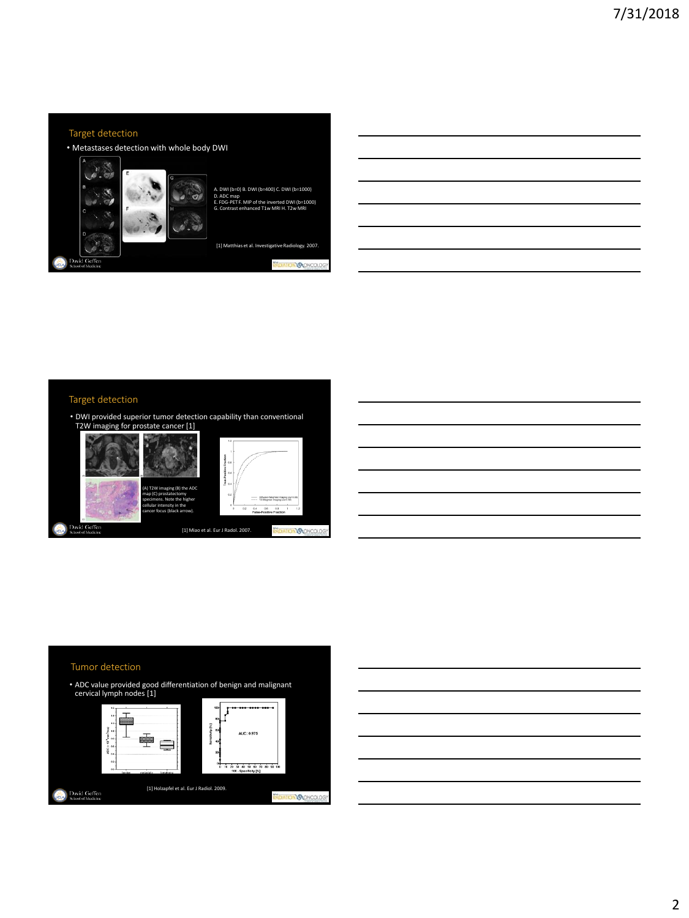## Target detection

- Metastases detection with whole body DWI

A. DWI (b=0) B. DWI (b=400) C. DWI (b=1000)
D. ADC map
E. FDG-PET F. MIP of the inverted DWI (b=1000)
G. Contrast enhanced T1w MRI H. T2w MRI

[1] Matthias et al. Investigative Radiology. 2007.

## Target detection

- DWI provided superior tumor detection capability than conventional T2W imaging for prostate cancer [1]

(A) T2W imaging (B) the ADC map (C) prostatectomy specimens. Note the higher cellular intensity in the cancer focus (black arrow).

[1] Miao et al. Eur J Radiol. 2007.

## Tumor detection

- ADC value provided good differentiation of benign and malignant cervical lymph nodes [1]

AUC: 0.975

[1] Holzapfel et al. Eur J Radiol. 2009.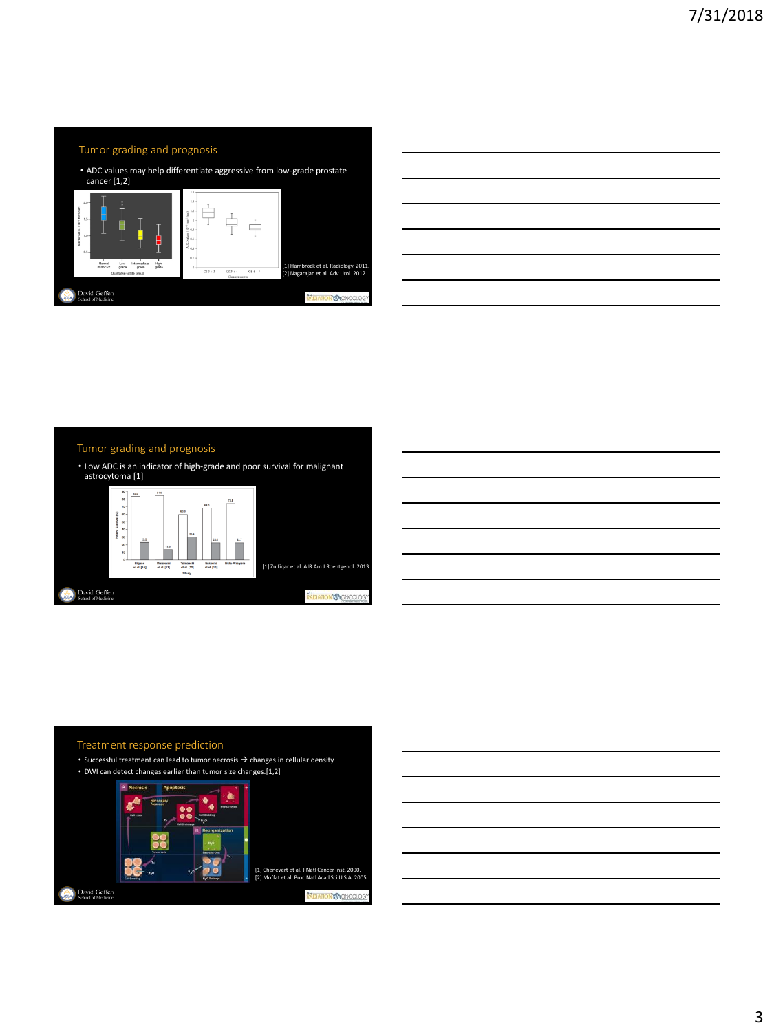## Tumor grading and prognosis

- ADC values may help differentiate aggressive from low-grade prostate cancer [1,2]

[1] Hambrock et al. Radiology. 2011.
[2] Nagarajan et al. Adv Urol. 2012

## Tumor grading and prognosis

- Low ADC is an indicator of high-grade and poor survival for malignant astrocytoma [1]

[1] Zulfiqar et al. AJR Am J Roentgenol. 2013

## Treatment response prediction

- Successful treatment can lead to tumor necrosis → changes in cellular density
- DWI can detect changes earlier than tumor size changes.[1,2]

[1] Chenevert et al. J Natl Cancer Inst. 2000.
[2] Moffat et al. Proc Natl Acad Sci U S A. 2005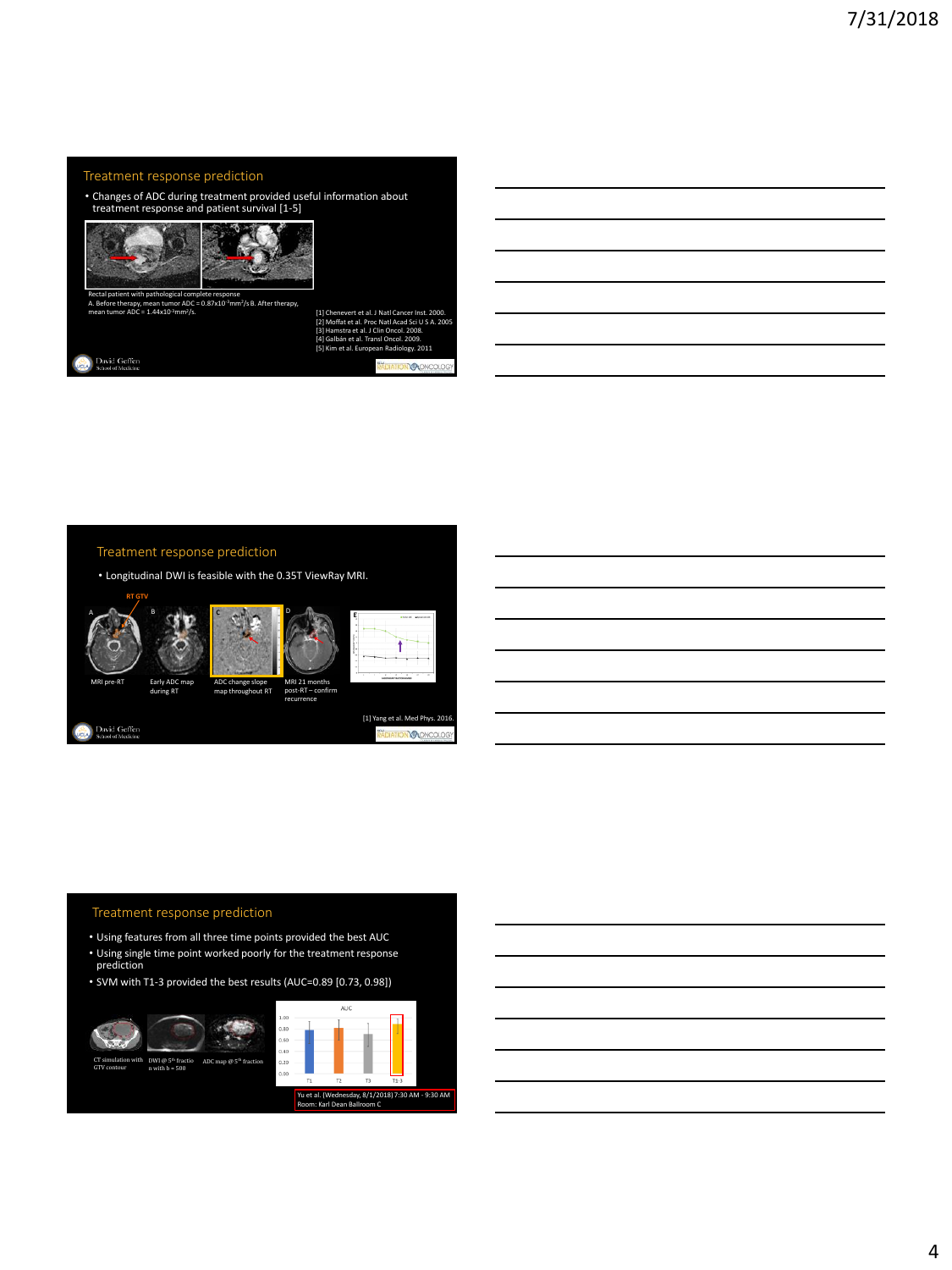## Treatment response prediction

- Changes of ADC during treatment provided useful information about treatment response and patient survival [1-5]

Rectal patient with pathological complete response
A. Before therapy, mean tumor ADC = $0.87 \times 10^{-3}$ mm$^2$/s B. After therapy, mean tumor ADC = $1.44 \times 10^{-3}$ mm$^2$/s.

[1] Chenevert et al. J Natl Cancer Inst. 2000.
[2] Moffat et al. Proc Natl Acad Sci U S A. 2005
[3] Hamstra et al. J Clin Oncol. 2008.
[4] Galbán et al. Transl Oncol. 2009.
[5] Kim et al. European Radiology. 2011

## Treatment response prediction

- Longitudinal DWI is feasible with the 0.35T ViewRay MRI.

RT GTV

A: MRI pre-RT
B: Early ADC map during RT
C: ADC change slope map throughout RT
D: MRI 21 months post-RT – confirm recurrence
E

[1] Yang et al. Med Phys. 2016.

## Treatment response prediction

- Using features from all three time points provided the best AUC
- Using single time point worked poorly for the treatment response prediction
- SVM with T1-3 provided the best results (AUC=0.89 [0.73, 0.98])

CT simulation with GTV contour | DWI @ 5th fraction with b = 500 | ADC map @ 5th fraction

AUC (T1, T2, T3, T1-3)

Yu et al. (Wednesday, 8/1/2018) 7:30 AM - 9:30 AM
Room: Karl Dean Ballroom C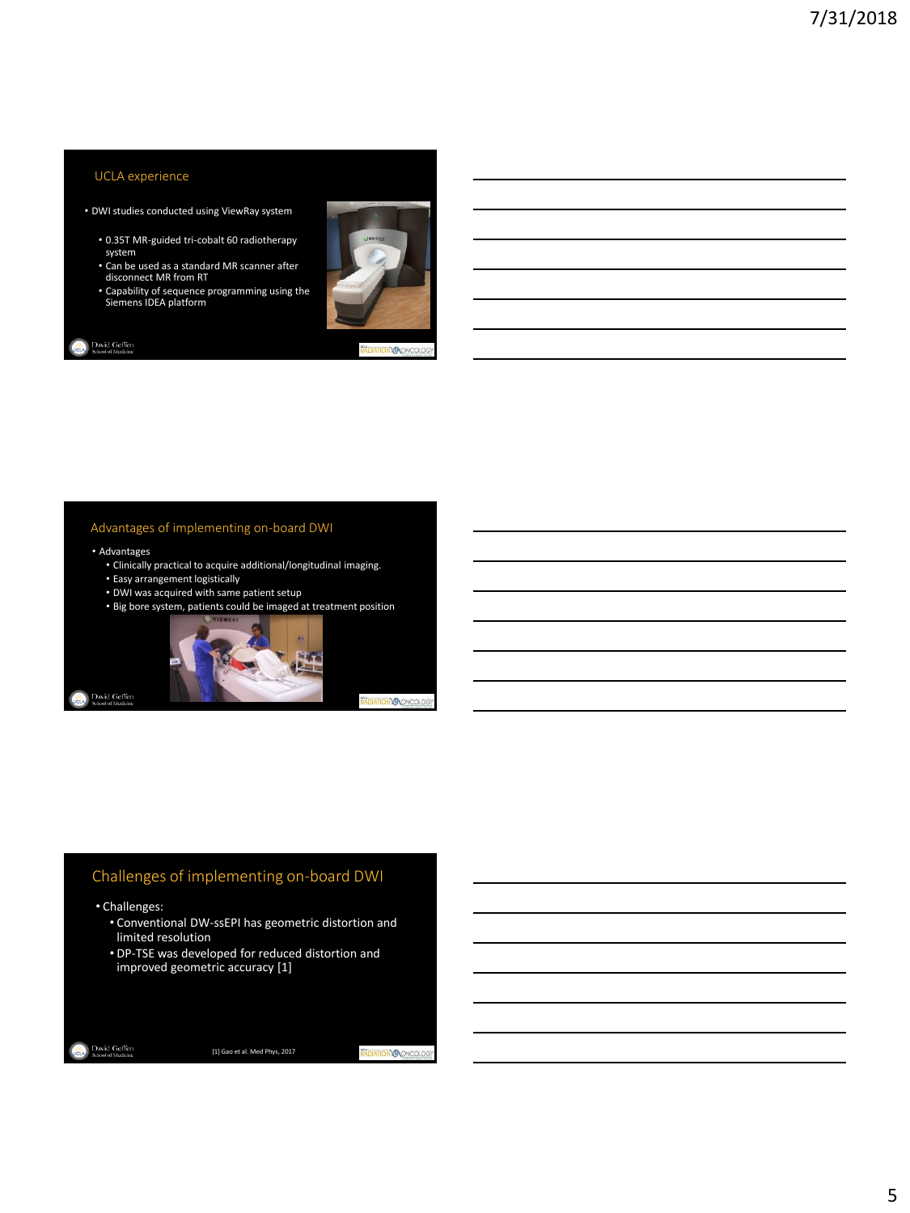## UCLA experience

- DWI studies conducted using ViewRay system
  - 0.35T MR-guided tri-cobalt 60 radiotherapy system
  - Can be used as a standard MR scanner after disconnect MR from RT
  - Capability of sequence programming using the Siemens IDEA platform

## Advantages of implementing on-board DWI

- Advantages
  - Clinically practical to acquire additional/longitudinal imaging.
  - Easy arrangement logistically
  - DWI was acquired with same patient setup
  - Big bore system, patients could be imaged at treatment position

## Challenges of implementing on-board DWI

- Challenges:
  - Conventional DW-ssEPI has geometric distortion and limited resolution
  - DP-TSE was developed for reduced distortion and improved geometric accuracy [1]

[1] Gao et al. Med Phys, 2017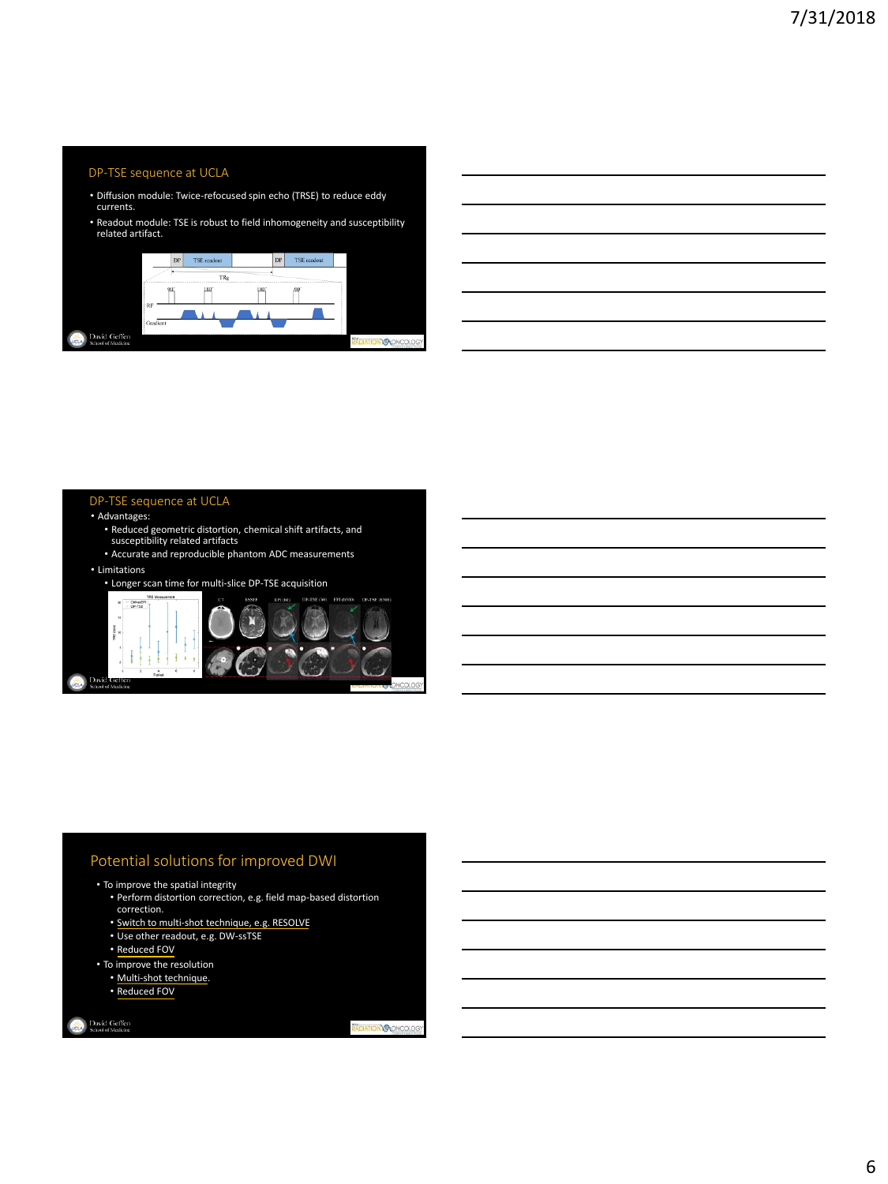## DP-TSE sequence at UCLA

- Diffusion module: Twice-refocused spin echo (TRSE) to reduce eddy currents.
- Readout module: TSE is robust to field inhomogeneity and susceptibility related artifact.

## DP-TSE sequence at UCLA

- Advantages:
  - Reduced geometric distortion, chemical shift artifacts, and susceptibility related artifacts
  - Accurate and reproducible phantom ADC measurements
- Limitations
  - Longer scan time for multi-slice DP-TSE acquisition

## Potential solutions for improved DWI

- To improve the spatial integrity
  - Perform distortion correction, e.g. field map-based distortion correction.
  - Switch to multi-shot technique, e.g. RESOLVE
  - Use other readout, e.g. DW-ssTSE
  - Reduced FOV
- To improve the resolution
  - Multi-shot technique.
  - Reduced FOV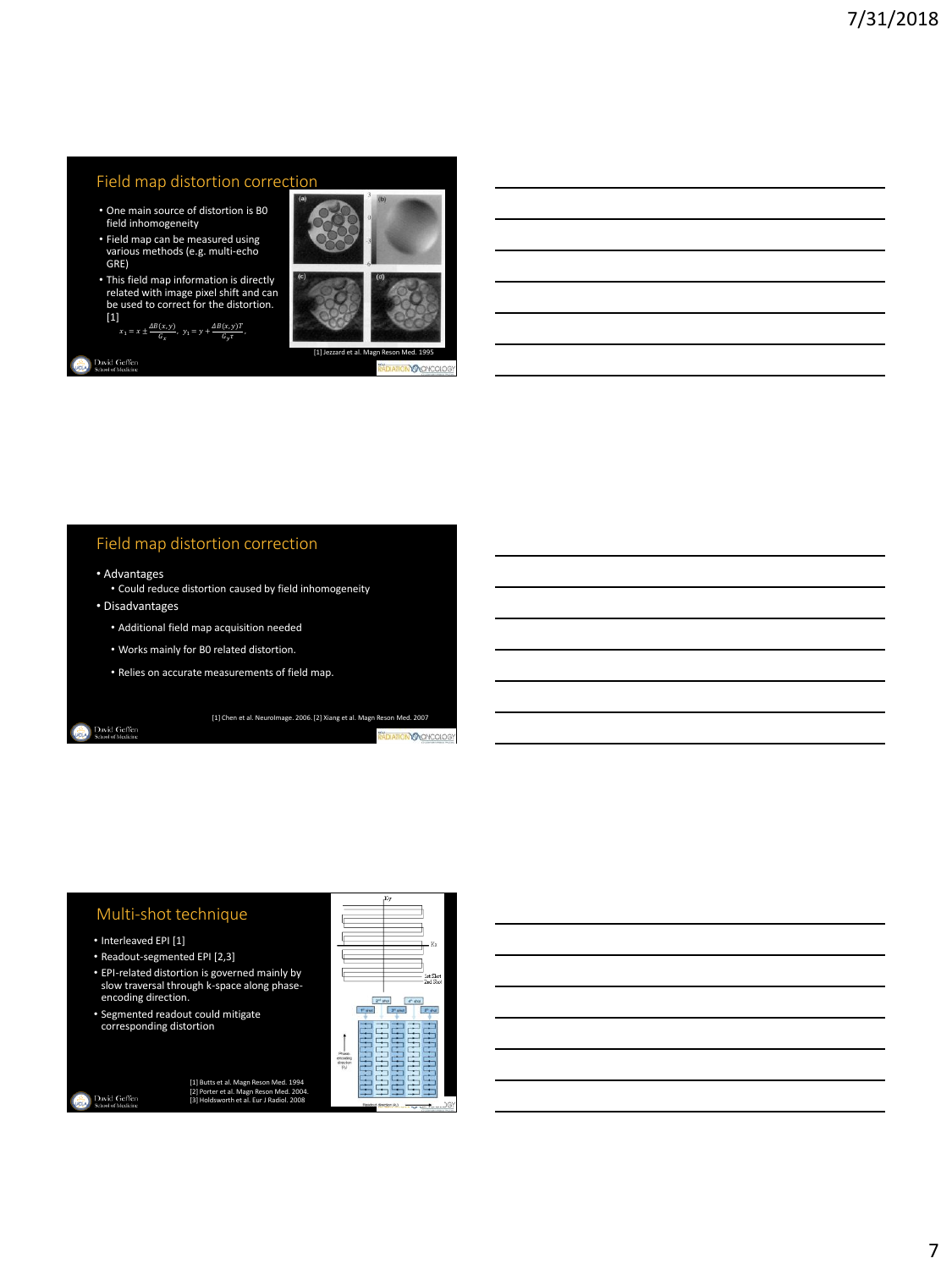## Field map distortion correction

- One main source of distortion is B0 field inhomogeneity
- Field map can be measured using various methods (e.g. multi-echo GRE)
- This field map information is directly related with image pixel shift and can be used to correct for the distortion. [1]

$$x_1 = x \pm \frac{\Delta B(x,y)}{G_x}, \quad y_1 = y + \frac{\Delta B(x,y)T}{G_y \tau},$$

[1] Jezzard et al. Magn Reson Med. 1995

## Field map distortion correction

- Advantages
  - Could reduce distortion caused by field inhomogeneity
- Disadvantages
  - Additional field map acquisition needed
  - Works mainly for B0 related distortion.
  - Relies on accurate measurements of field map.

[1] Chen et al. NeuroImage. 2006. [2] Xiang et al. Magn Reson Med. 2007

## Multi-shot technique

- Interleaved EPI [1]
- Readout-segmented EPI [2,3]
- EPI-related distortion is governed mainly by slow traversal through k-space along phase-encoding direction.
- Segmented readout could mitigate corresponding distortion

[1] Butts et al. Magn Reson Med. 1994
[2] Porter et al. Magn Reson Med. 2004.
[3] Holdsworth et al. Eur J Radiol. 2008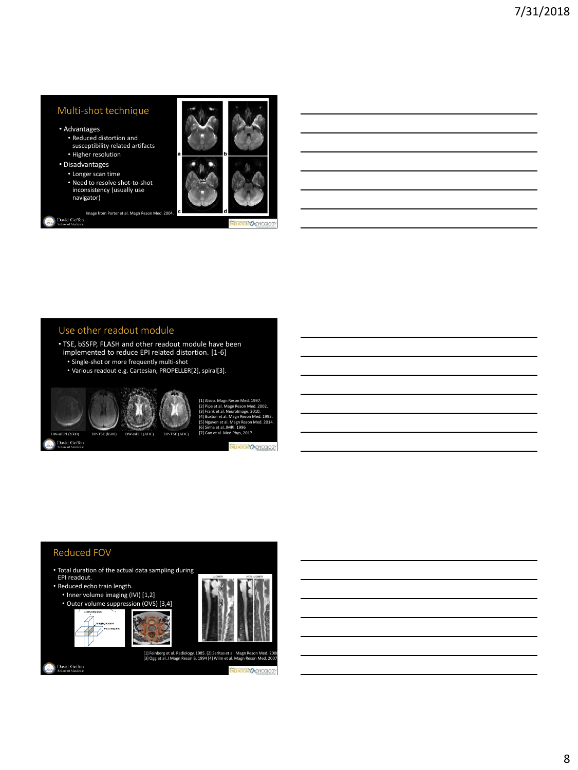## Multi-shot technique

- Advantages
  - Reduced distortion and susceptibility related artifacts
  - Higher resolution
- Disadvantages
  - Longer scan time
  - Need to resolve shot-to-shot inconsistency (usually use navigator)

Image from Porter et al. Magn Reson Med. 2004.

## Use other readout module

- TSE, bSSFP, FLASH and other readout module have been implemented to reduce EPI related distortion. [1-6]
  - Single-shot or more frequently multi-shot
  - Various readout e.g. Cartesian, PROPELLER[2], spiral[3].

DW-ssEPI (b500) DP-TSE (b500) DW-ssEPI (ADC) DP-TSE (ADC)

[1] Alsop. Magn Reson Med. 1997.
[2] Pipe et al. Magn Reson Med. 2002.
[3] Frank et al. NeuroImage. 2010.
[4] Buxton et al. Magn Reson Med. 1993.
[5] Nguyen et al. Magn Reson Med. 2014.
[6] Sinha et al. JMRI. 1996
[7] Gao et al. Med Phys, 2017

## Reduced FOV

- Total duration of the actual data sampling during EPI readout.
- Reduced echo train length.
  - Inner volume imaging (IVI) [1,2]
  - Outer volume suppression (OVS) [3,4]

[1] Feinberg et al. Radiology, 1985. [2] Saritas et al. Magn Reson Med. 2008
[3] Ogg et al. J Magn Reson B, 1994 [4] Wilm et al. Magn Reson Med. 2007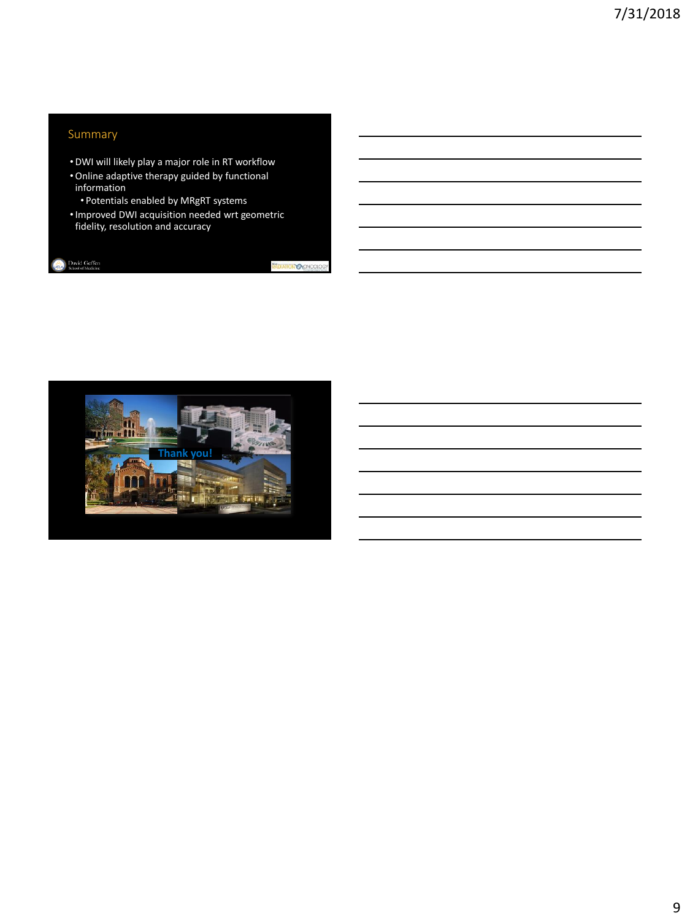## Summary

- DWI will likely play a major role in RT workflow
- Online adaptive therapy guided by functional information
  - Potentials enabled by MRgRT systems
- Improved DWI acquisition needed wrt geometric fidelity, resolution and accuracy

Thank you!